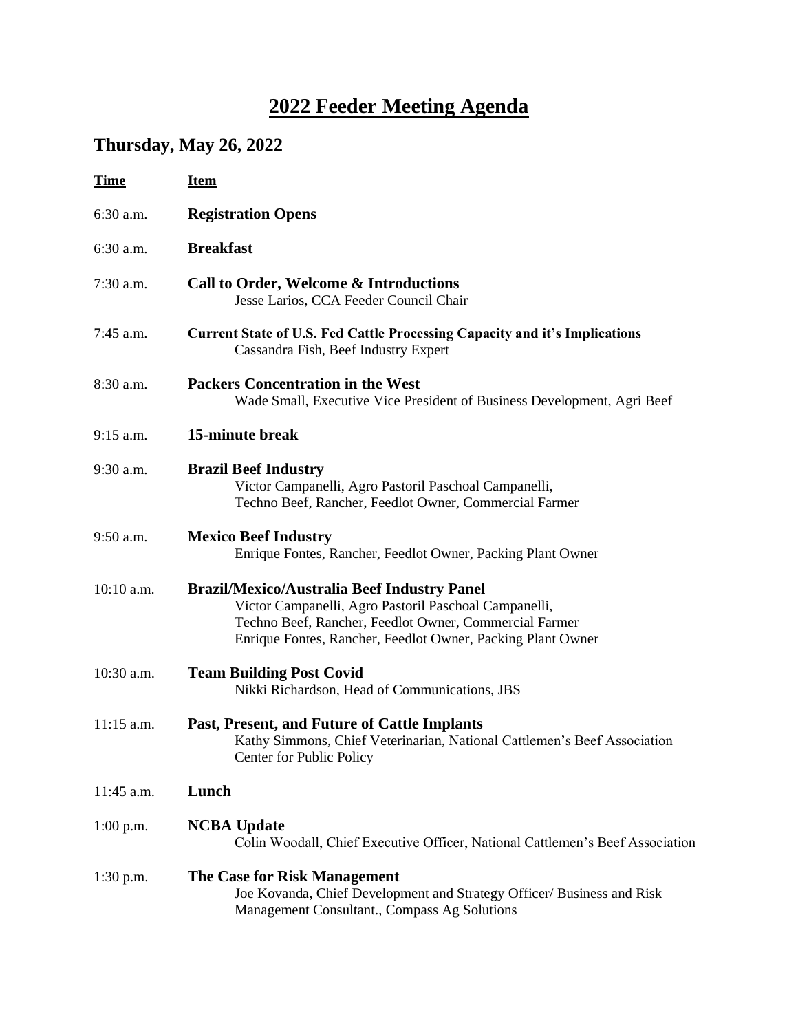# 2022 Feeder Meeting Agenda

## Thursday, May 26, 2022

| Time | Item |
|---|---|
| 6:30 a.m. | **Registration Opens** |
| 6:30 a.m. | **Breakfast** |
| 7:30 a.m. | **Call to Order, Welcome & Introductions**<br>Jesse Larios, CCA Feeder Council Chair |
| 7:45 a.m. | **Current State of U.S. Fed Cattle Processing Capacity and it's Implications**<br>Cassandra Fish, Beef Industry Expert |
| 8:30 a.m. | **Packers Concentration in the West**<br>Wade Small, Executive Vice President of Business Development, Agri Beef |
| 9:15 a.m. | **15-minute break** |
| 9:30 a.m. | **Brazil Beef Industry**<br>Victor Campanelli, Agro Pastoril Paschoal Campanelli, Techno Beef, Rancher, Feedlot Owner, Commercial Farmer |
| 9:50 a.m. | **Mexico Beef Industry**<br>Enrique Fontes, Rancher, Feedlot Owner, Packing Plant Owner |
| 10:10 a.m. | **Brazil/Mexico/Australia Beef Industry Panel**<br>Victor Campanelli, Agro Pastoril Paschoal Campanelli, Techno Beef, Rancher, Feedlot Owner, Commercial Farmer<br>Enrique Fontes, Rancher, Feedlot Owner, Packing Plant Owner |
| 10:30 a.m. | **Team Building Post Covid**<br>Nikki Richardson, Head of Communications, JBS |
| 11:15 a.m. | **Past, Present, and Future of Cattle Implants**<br>Kathy Simmons, Chief Veterinarian, National Cattlemen's Beef Association Center for Public Policy |
| 11:45 a.m. | **Lunch** |
| 1:00 p.m. | **NCBA Update**<br>Colin Woodall, Chief Executive Officer, National Cattlemen's Beef Association |
| 1:30 p.m. | **The Case for Risk Management**<br>Joe Kovanda, Chief Development and Strategy Officer/ Business and Risk Management Consultant., Compass Ag Solutions |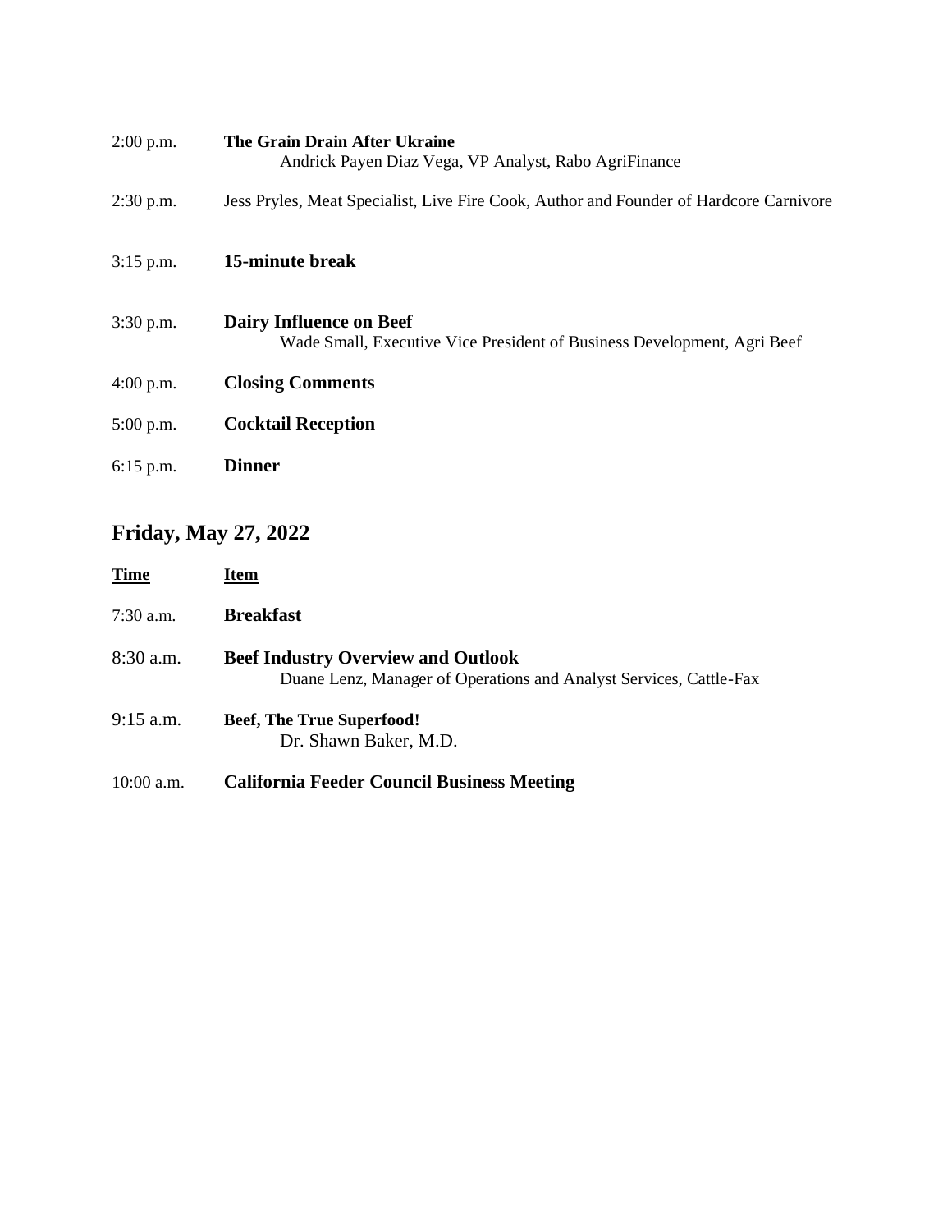| | |
|---|---|
| 2:00 p.m. | **The Grain Drain After Ukraine**<br>Andrick Payen Diaz Vega, VP Analyst, Rabo AgriFinance |
| 2:30 p.m. | Jess Pryles, Meat Specialist, Live Fire Cook, Author and Founder of Hardcore Carnivore |
| 3:15 p.m. | **15-minute break** |
| 3:30 p.m. | **Dairy Influence on Beef**<br>Wade Small, Executive Vice President of Business Development, Agri Beef |
| 4:00 p.m. | **Closing Comments** |
| 5:00 p.m. | **Cocktail Reception** |
| 6:15 p.m. | **Dinner** |

## Friday, May 27, 2022

| Time | Item |
|---|---|
| 7:30 a.m. | **Breakfast** |
| 8:30 a.m. | **Beef Industry Overview and Outlook**<br>Duane Lenz, Manager of Operations and Analyst Services, Cattle-Fax |
| 9:15 a.m. | **Beef, The True Superfood!**<br>Dr. Shawn Baker, M.D. |
| 10:00 a.m. | **California Feeder Council Business Meeting** |